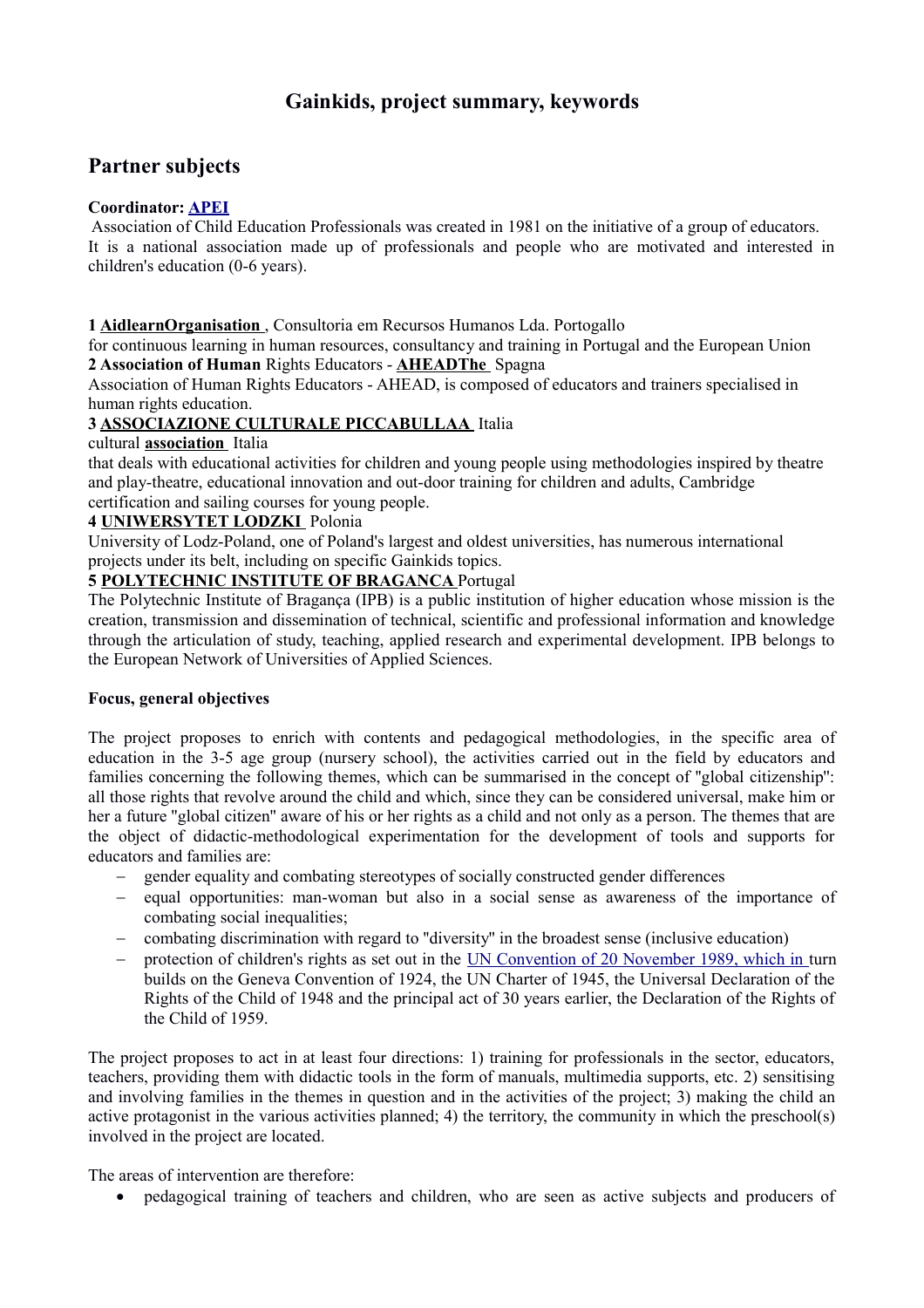# Gainkids, project summary, keywords

## Partner subjects

**Coordinator: APEI**

Association of Child Education Professionals was created in 1981 on the initiative of a group of educators. It is a national association made up of professionals and people who are motivated and interested in children's education (0-6 years).

**1 AidlearnOrganisation** , Consultoria em Recursos Humanos Lda. Portogallo
for continuous learning in human resources, consultancy and training in Portugal and the European Union

**2 Association of Human** Rights Educators - **AHEADThe** Spagna
Association of Human Rights Educators - AHEAD, is composed of educators and trainers specialised in human rights education.

**3 ASSOCIAZIONE CULTURALE PICCABULLAA** Italia
cultural **association** Italia
that deals with educational activities for children and young people using methodologies inspired by theatre and play-theatre, educational innovation and out-door training for children and adults, Cambridge certification and sailing courses for young people.

**4 UNIWERSYTET LODZKI** Polonia
University of Lodz-Poland, one of Poland's largest and oldest universities, has numerous international projects under its belt, including on specific Gainkids topics.

**5 POLYTECHNIC INSTITUTE OF BRAGANCA** Portugal
The Polytechnic Institute of Bragança (IPB) is a public institution of higher education whose mission is the creation, transmission and dissemination of technical, scientific and professional information and knowledge through the articulation of study, teaching, applied research and experimental development. IPB belongs to the European Network of Universities of Applied Sciences.

**Focus, general objectives**

The project proposes to enrich with contents and pedagogical methodologies, in the specific area of education in the 3-5 age group (nursery school), the activities carried out in the field by educators and families concerning the following themes, which can be summarised in the concept of "global citizenship": all those rights that revolve around the child and which, since they can be considered universal, make him or her a future "global citizen" aware of his or her rights as a child and not only as a person. The themes that are the object of didactic-methodological experimentation for the development of tools and supports for educators and families are:

- gender equality and combating stereotypes of socially constructed gender differences
- equal opportunities: man-woman but also in a social sense as awareness of the importance of combating social inequalities;
- combating discrimination with regard to "diversity" in the broadest sense (inclusive education)
- protection of children's rights as set out in the UN Convention of 20 November 1989, which in turn builds on the Geneva Convention of 1924, the UN Charter of 1945, the Universal Declaration of the Rights of the Child of 1948 and the principal act of 30 years earlier, the Declaration of the Rights of the Child of 1959.

The project proposes to act in at least four directions: 1) training for professionals in the sector, educators, teachers, providing them with didactic tools in the form of manuals, multimedia supports, etc. 2) sensitising and involving families in the themes in question and in the activities of the project; 3) making the child an active protagonist in the various activities planned; 4) the territory, the community in which the preschool(s) involved in the project are located.

The areas of intervention are therefore:

- pedagogical training of teachers and children, who are seen as active subjects and producers of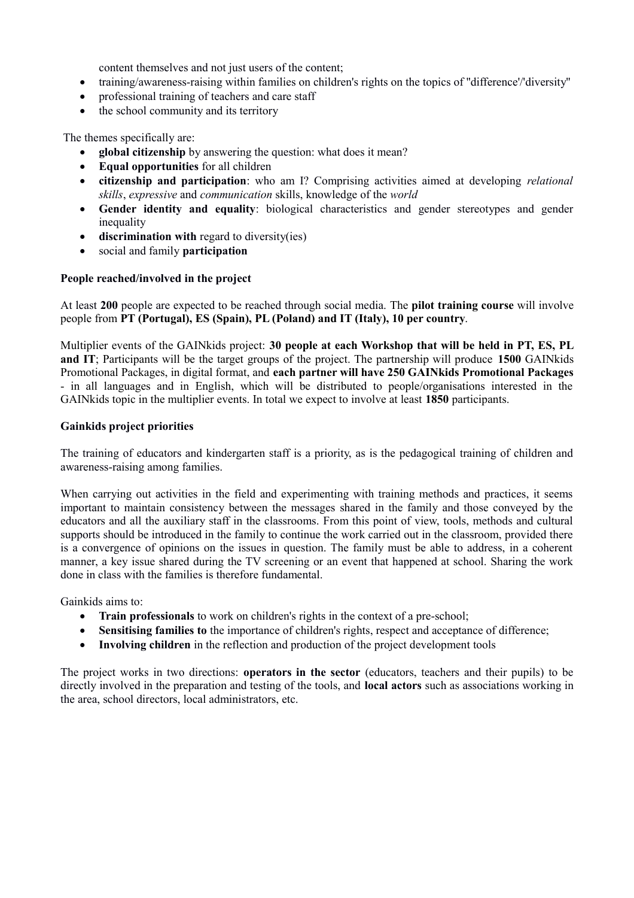content themselves and not just users of the content;
- training/awareness-raising within families on children's rights on the topics of "difference'/'diversity"
- professional training of teachers and care staff
- the school community and its territory

The themes specifically are:
- **global citizenship** by answering the question: what does it mean?
- **Equal opportunities** for all children
- **citizenship and participation**: who am I? Comprising activities aimed at developing *relational skills*, *expressive* and *communication* skills, knowledge of the *world*
- **Gender identity and equality**: biological characteristics and gender stereotypes and gender inequality
- **discrimination with** regard to diversity(ies)
- social and family **participation**

**People reached/involved in the project**

At least **200** people are expected to be reached through social media. The **pilot training course** will involve people from **PT (Portugal), ES (Spain), PL (Poland) and IT (Italy), 10 per country**.

Multiplier events of the GAINkids project: **30 people at each Workshop that will be held in PT, ES, PL and IT**; Participants will be the target groups of the project. The partnership will produce **1500** GAINkids Promotional Packages, in digital format, and **each partner will have 250 GAINkids Promotional Packages** - in all languages and in English, which will be distributed to people/organisations interested in the GAINkids topic in the multiplier events. In total we expect to involve at least **1850** participants.

**Gainkids project priorities**

The training of educators and kindergarten staff is a priority, as is the pedagogical training of children and awareness-raising among families.

When carrying out activities in the field and experimenting with training methods and practices, it seems important to maintain consistency between the messages shared in the family and those conveyed by the educators and all the auxiliary staff in the classrooms. From this point of view, tools, methods and cultural supports should be introduced in the family to continue the work carried out in the classroom, provided there is a convergence of opinions on the issues in question. The family must be able to address, in a coherent manner, a key issue shared during the TV screening or an event that happened at school. Sharing the work done in class with the families is therefore fundamental.

Gainkids aims to:
- **Train professionals** to work on children's rights in the context of a pre-school;
- **Sensitising families to** the importance of children's rights, respect and acceptance of difference;
- **Involving children** in the reflection and production of the project development tools

The project works in two directions: **operators in the sector** (educators, teachers and their pupils) to be directly involved in the preparation and testing of the tools, and **local actors** such as associations working in the area, school directors, local administrators, etc.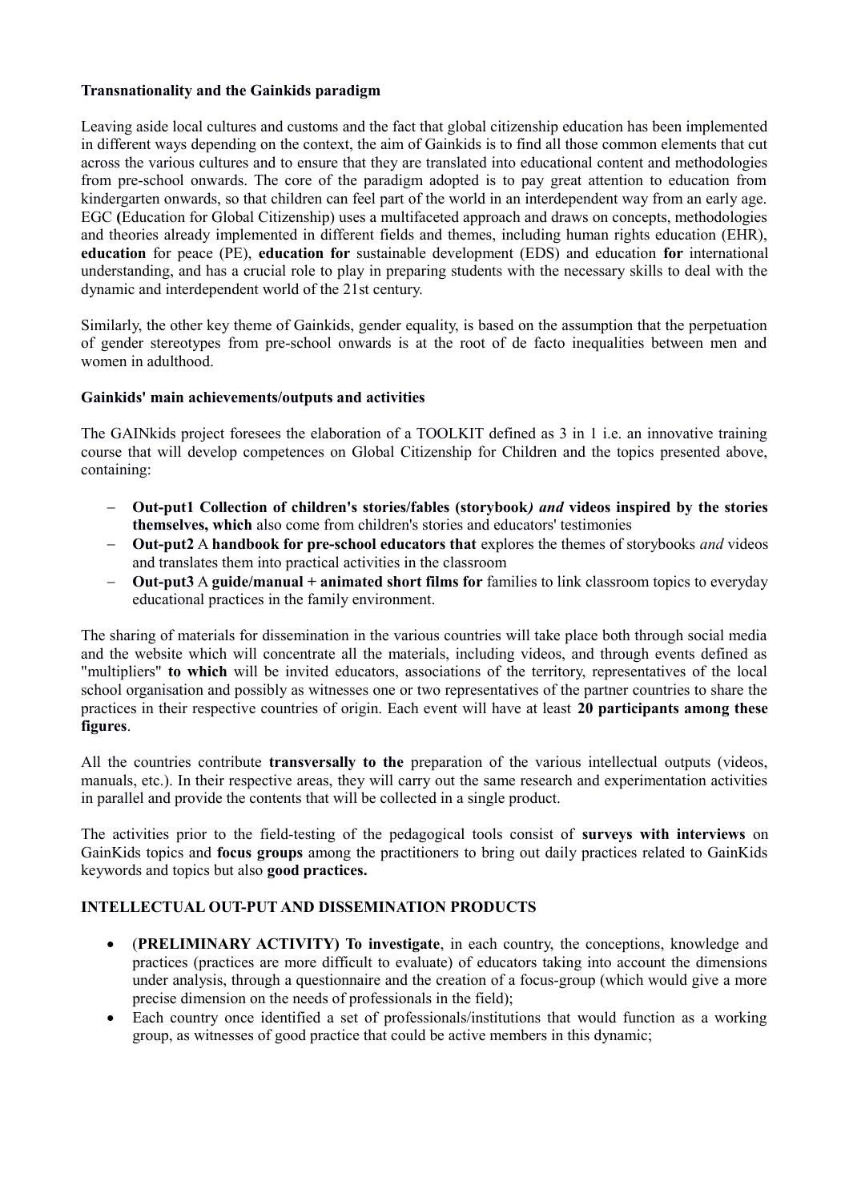**Transnationality and the Gainkids paradigm**

Leaving aside local cultures and customs and the fact that global citizenship education has been implemented in different ways depending on the context, the aim of Gainkids is to find all those common elements that cut across the various cultures and to ensure that they are translated into educational content and methodologies from pre-school onwards. The core of the paradigm adopted is to pay great attention to education from kindergarten onwards, so that children can feel part of the world in an interdependent way from an early age. EGC **(**Education for Global Citizenship) uses a multifaceted approach and draws on concepts, methodologies and theories already implemented in different fields and themes, including human rights education (EHR), **education** for peace (PE), **education for** sustainable development (EDS) and education **for** international understanding, and has a crucial role to play in preparing students with the necessary skills to deal with the dynamic and interdependent world of the 21st century.

Similarly, the other key theme of Gainkids, gender equality, is based on the assumption that the perpetuation of gender stereotypes from pre-school onwards is at the root of de facto inequalities between men and women in adulthood.

**Gainkids' main achievements/outputs and activities**

The GAINkids project foresees the elaboration of a TOOLKIT defined as 3 in 1 i.e. an innovative training course that will develop competences on Global Citizenship for Children and the topics presented above, containing:

- **Out-put1 Collection of children's stories/fables (storybook*) and* videos inspired by the stories themselves, which** also come from children's stories and educators' testimonies
- **Out-put2** A **handbook for pre-school educators that** explores the themes of storybooks *and* videos and translates them into practical activities in the classroom
- **Out-put3** A **guide/manual + animated short films for** families to link classroom topics to everyday educational practices in the family environment.

The sharing of materials for dissemination in the various countries will take place both through social media and the website which will concentrate all the materials, including videos, and through events defined as "multipliers" **to which** will be invited educators, associations of the territory, representatives of the local school organisation and possibly as witnesses one or two representatives of the partner countries to share the practices in their respective countries of origin. Each event will have at least **20 participants among these figures**.

All the countries contribute **transversally to the** preparation of the various intellectual outputs (videos, manuals, etc.). In their respective areas, they will carry out the same research and experimentation activities in parallel and provide the contents that will be collected in a single product.

The activities prior to the field-testing of the pedagogical tools consist of **surveys with interviews** on GainKids topics and **focus groups** among the practitioners to bring out daily practices related to GainKids keywords and topics but also **good practices.**

**INTELLECTUAL OUT-PUT AND DISSEMINATION PRODUCTS**

- (**PRELIMINARY ACTIVITY) To investigate**, in each country, the conceptions, knowledge and practices (practices are more difficult to evaluate) of educators taking into account the dimensions under analysis, through a questionnaire and the creation of a focus-group (which would give a more precise dimension on the needs of professionals in the field);
- Each country once identified a set of professionals/institutions that would function as a working group, as witnesses of good practice that could be active members in this dynamic;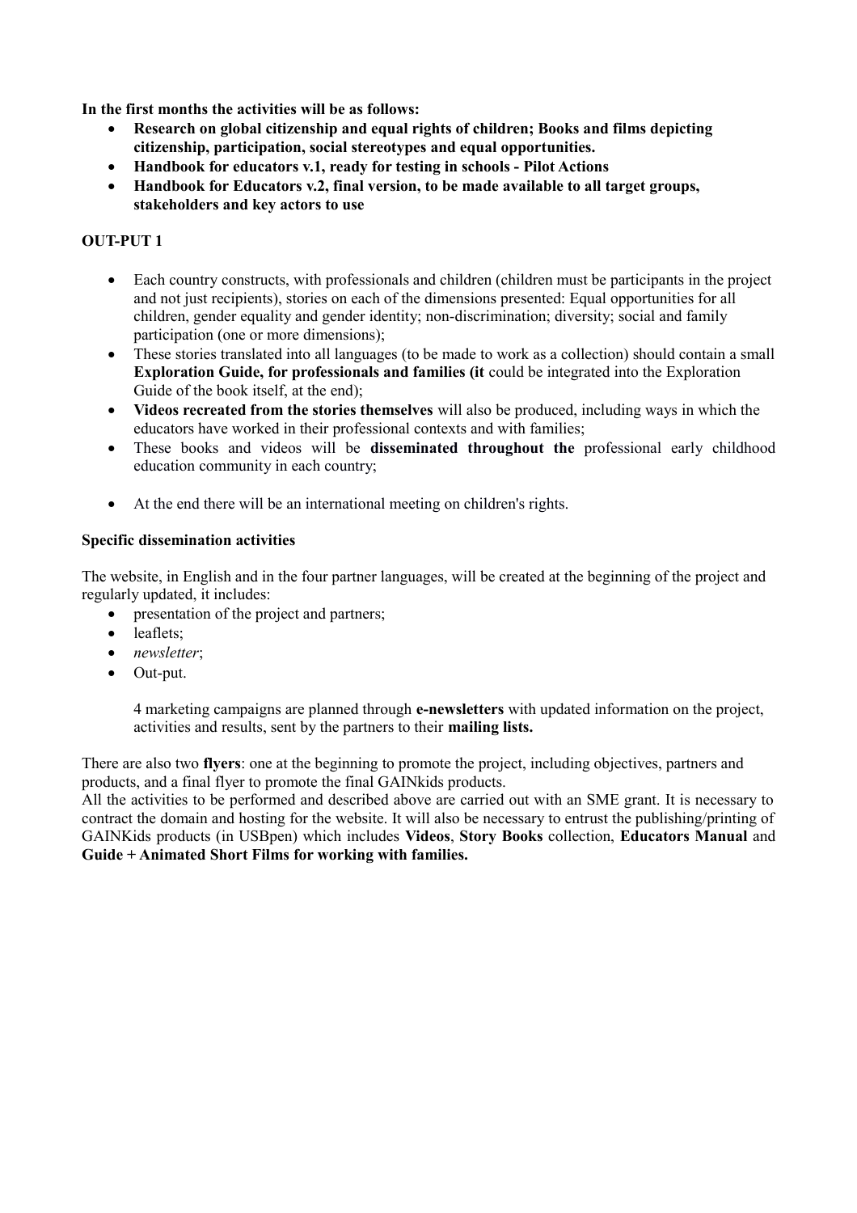**In the first months the activities will be as follows:**

- **Research on global citizenship and equal rights of children; Books and films depicting citizenship, participation, social stereotypes and equal opportunities.**
- **Handbook for educators v.1, ready for testing in schools - Pilot Actions**
- **Handbook for Educators v.2, final version, to be made available to all target groups, stakeholders and key actors to use**

**OUT-PUT 1**

- Each country constructs, with professionals and children (children must be participants in the project and not just recipients), stories on each of the dimensions presented: Equal opportunities for all children, gender equality and gender identity; non-discrimination; diversity; social and family participation (one or more dimensions);
- These stories translated into all languages (to be made to work as a collection) should contain a small **Exploration Guide, for professionals and families (it** could be integrated into the Exploration Guide of the book itself, at the end);
- **Videos recreated from the stories themselves** will also be produced, including ways in which the educators have worked in their professional contexts and with families;
- These books and videos will be **disseminated throughout the** professional early childhood education community in each country;
- At the end there will be an international meeting on children's rights.

**Specific dissemination activities**

The website, in English and in the four partner languages, will be created at the beginning of the project and regularly updated, it includes:

- presentation of the project and partners;
- leaflets;
- *newsletter*;
- Out-put.

  4 marketing campaigns are planned through **e-newsletters** with updated information on the project, activities and results, sent by the partners to their **mailing lists.**

There are also two **flyers**: one at the beginning to promote the project, including objectives, partners and products, and a final flyer to promote the final GAINkids products.
All the activities to be performed and described above are carried out with an SME grant. It is necessary to contract the domain and hosting for the website. It will also be necessary to entrust the publishing/printing of GAINKids products (in USBpen) which includes **Videos**, **Story Books** collection, **Educators Manual** and **Guide + Animated Short Films for working with families.**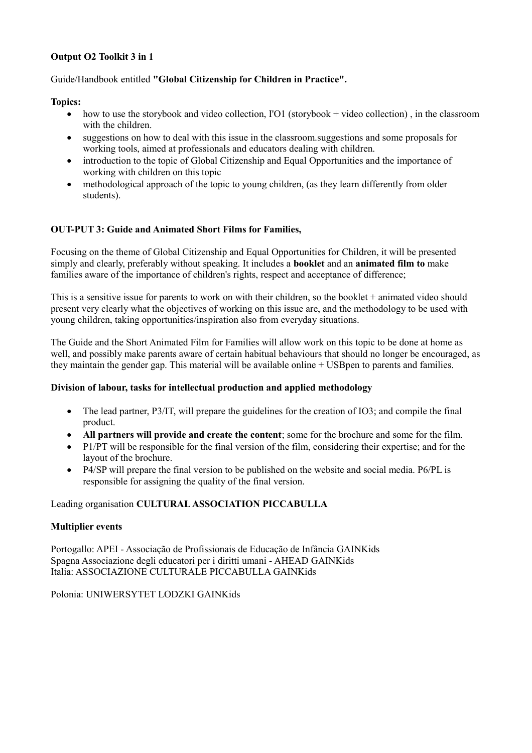**Output O2 Toolkit 3 in 1**

Guide/Handbook entitled **"Global Citizenship for Children in Practice".**

**Topics:**

- how to use the storybook and video collection, I'O1 (storybook + video collection) , in the classroom with the children.
- suggestions on how to deal with this issue in the classroom.suggestions and some proposals for working tools, aimed at professionals and educators dealing with children.
- introduction to the topic of Global Citizenship and Equal Opportunities and the importance of working with children on this topic
- methodological approach of the topic to young children, (as they learn differently from older students).

**OUT-PUT 3: Guide and Animated Short Films for Families,**

Focusing on the theme of Global Citizenship and Equal Opportunities for Children, it will be presented simply and clearly, preferably without speaking. It includes a **booklet** and an **animated film to** make families aware of the importance of children's rights, respect and acceptance of difference;

This is a sensitive issue for parents to work on with their children, so the booklet + animated video should present very clearly what the objectives of working on this issue are, and the methodology to be used with young children, taking opportunities/inspiration also from everyday situations.

The Guide and the Short Animated Film for Families will allow work on this topic to be done at home as well, and possibly make parents aware of certain habitual behaviours that should no longer be encouraged, as they maintain the gender gap. This material will be available online + USBpen to parents and families.

**Division of labour, tasks for intellectual production and applied methodology**

- The lead partner, P3/IT, will prepare the guidelines for the creation of IO3; and compile the final product.
- **All partners will provide and create the content**; some for the brochure and some for the film.
- P1/PT will be responsible for the final version of the film, considering their expertise; and for the layout of the brochure.
- P4/SP will prepare the final version to be published on the website and social media. P6/PL is responsible for assigning the quality of the final version.

Leading organisation **CULTURAL ASSOCIATION PICCABULLA**

**Multiplier events**

Portogallo: APEI - Associação de Profissionais de Educação de Infância GAINKids
Spagna Associazione degli educatori per i diritti umani - AHEAD GAINKids
Italia: ASSOCIAZIONE CULTURALE PICCABULLA GAINKids

Polonia: UNIWERSYTET LODZKI GAINKids